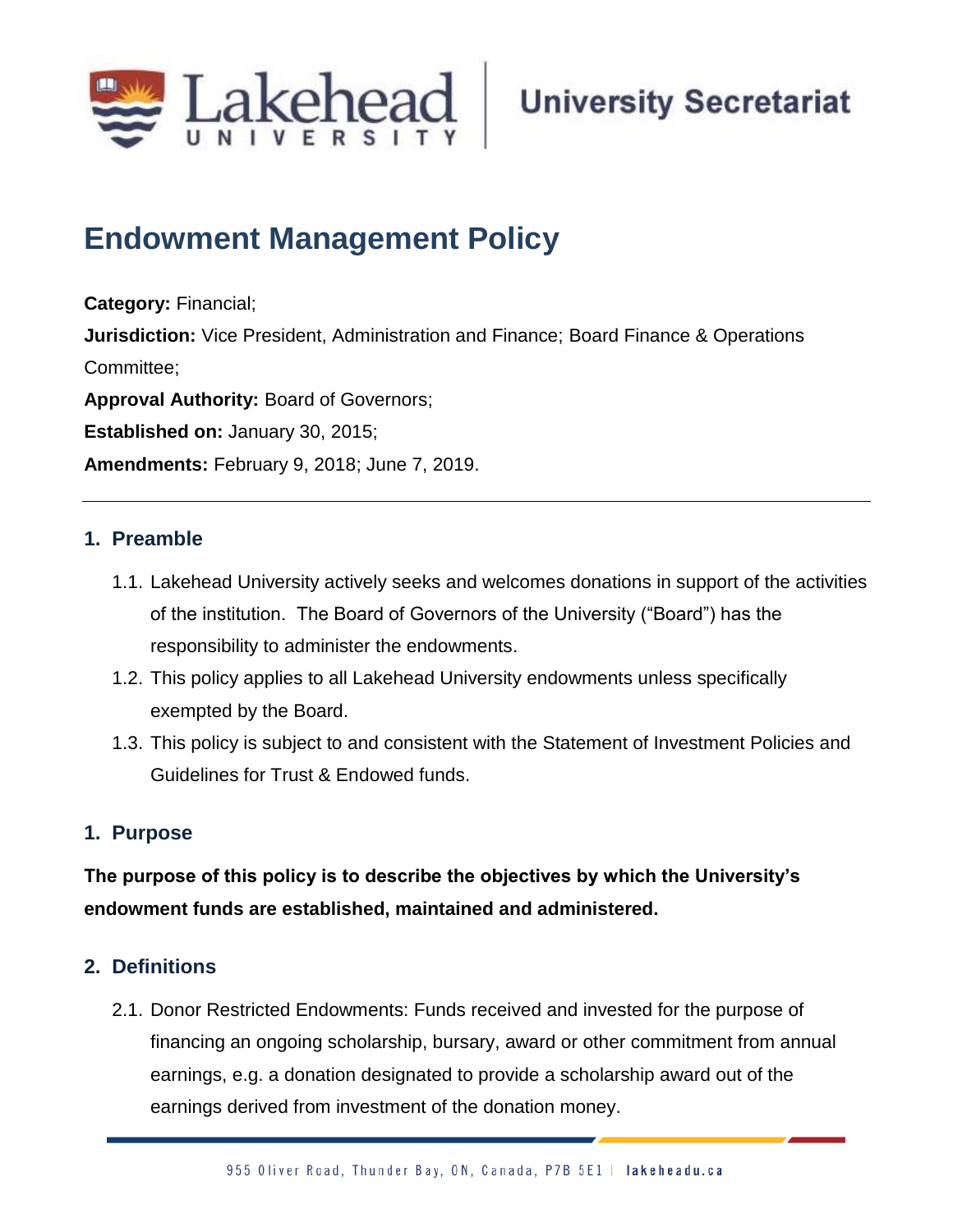# Endowment Management Policy

**Category:** Financial;

**Jurisdiction:** Vice President, Administration and Finance; Board Finance & Operations Committee;

**Approval Authority:** Board of Governors;

**Established on:** January 30, 2015;

**Amendments:** February 9, 2018; June 7, 2019.

---

## 1. Preamble

1.1. Lakehead University actively seeks and welcomes donations in support of the activities of the institution. The Board of Governors of the University ("Board") has the responsibility to administer the endowments.

1.2. This policy applies to all Lakehead University endowments unless specifically exempted by the Board.

1.3. This policy is subject to and consistent with the Statement of Investment Policies and Guidelines for Trust & Endowed funds.

## 1. Purpose

**The purpose of this policy is to describe the objectives by which the University's endowment funds are established, maintained and administered.**

## 2. Definitions

2.1. Donor Restricted Endowments: Funds received and invested for the purpose of financing an ongoing scholarship, bursary, award or other commitment from annual earnings, e.g. a donation designated to provide a scholarship award out of the earnings derived from investment of the donation money.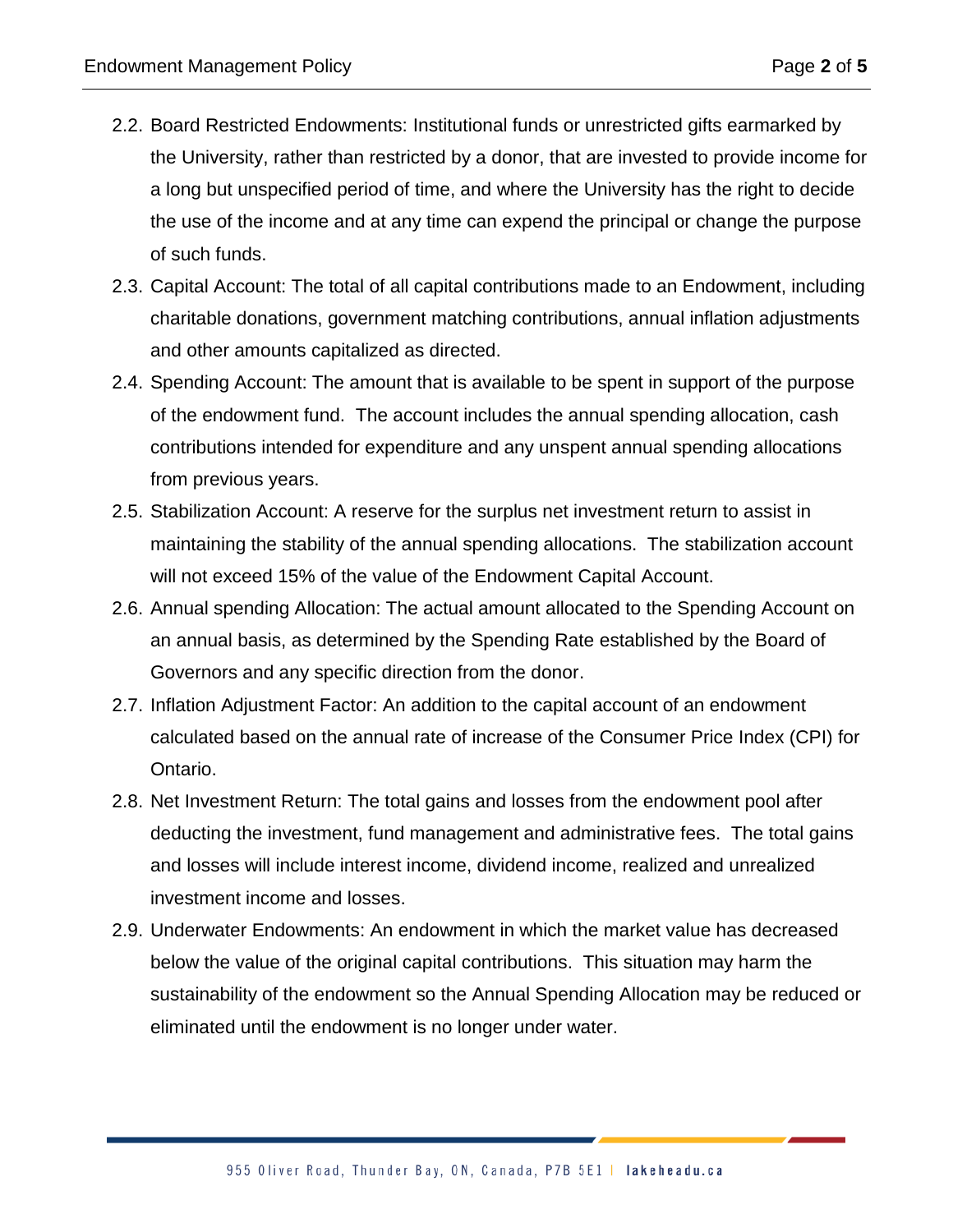2.2. Board Restricted Endowments: Institutional funds or unrestricted gifts earmarked by the University, rather than restricted by a donor, that are invested to provide income for a long but unspecified period of time, and where the University has the right to decide the use of the income and at any time can expend the principal or change the purpose of such funds.

2.3. Capital Account: The total of all capital contributions made to an Endowment, including charitable donations, government matching contributions, annual inflation adjustments and other amounts capitalized as directed.

2.4. Spending Account: The amount that is available to be spent in support of the purpose of the endowment fund. The account includes the annual spending allocation, cash contributions intended for expenditure and any unspent annual spending allocations from previous years.

2.5. Stabilization Account: A reserve for the surplus net investment return to assist in maintaining the stability of the annual spending allocations. The stabilization account will not exceed 15% of the value of the Endowment Capital Account.

2.6. Annual spending Allocation: The actual amount allocated to the Spending Account on an annual basis, as determined by the Spending Rate established by the Board of Governors and any specific direction from the donor.

2.7. Inflation Adjustment Factor: An addition to the capital account of an endowment calculated based on the annual rate of increase of the Consumer Price Index (CPI) for Ontario.

2.8. Net Investment Return: The total gains and losses from the endowment pool after deducting the investment, fund management and administrative fees. The total gains and losses will include interest income, dividend income, realized and unrealized investment income and losses.

2.9. Underwater Endowments: An endowment in which the market value has decreased below the value of the original capital contributions. This situation may harm the sustainability of the endowment so the Annual Spending Allocation may be reduced or eliminated until the endowment is no longer under water.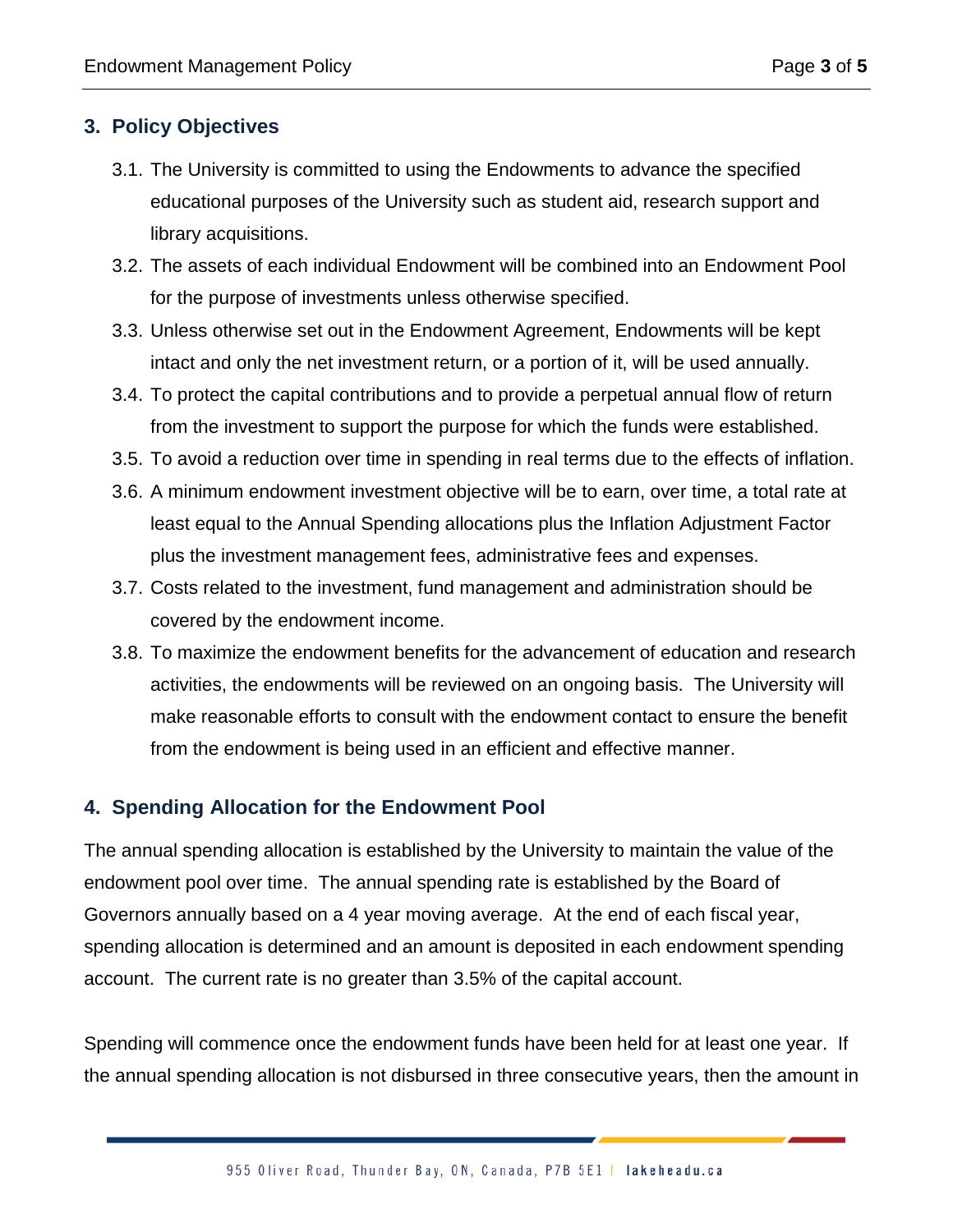## 3. Policy Objectives

3.1. The University is committed to using the Endowments to advance the specified educational purposes of the University such as student aid, research support and library acquisitions.

3.2. The assets of each individual Endowment will be combined into an Endowment Pool for the purpose of investments unless otherwise specified.

3.3. Unless otherwise set out in the Endowment Agreement, Endowments will be kept intact and only the net investment return, or a portion of it, will be used annually.

3.4. To protect the capital contributions and to provide a perpetual annual flow of return from the investment to support the purpose for which the funds were established.

3.5. To avoid a reduction over time in spending in real terms due to the effects of inflation.

3.6. A minimum endowment investment objective will be to earn, over time, a total rate at least equal to the Annual Spending allocations plus the Inflation Adjustment Factor plus the investment management fees, administrative fees and expenses.

3.7. Costs related to the investment, fund management and administration should be covered by the endowment income.

3.8. To maximize the endowment benefits for the advancement of education and research activities, the endowments will be reviewed on an ongoing basis. The University will make reasonable efforts to consult with the endowment contact to ensure the benefit from the endowment is being used in an efficient and effective manner.

## 4. Spending Allocation for the Endowment Pool

The annual spending allocation is established by the University to maintain the value of the endowment pool over time. The annual spending rate is established by the Board of Governors annually based on a 4 year moving average. At the end of each fiscal year, spending allocation is determined and an amount is deposited in each endowment spending account. The current rate is no greater than 3.5% of the capital account.

Spending will commence once the endowment funds have been held for at least one year. If the annual spending allocation is not disbursed in three consecutive years, then the amount in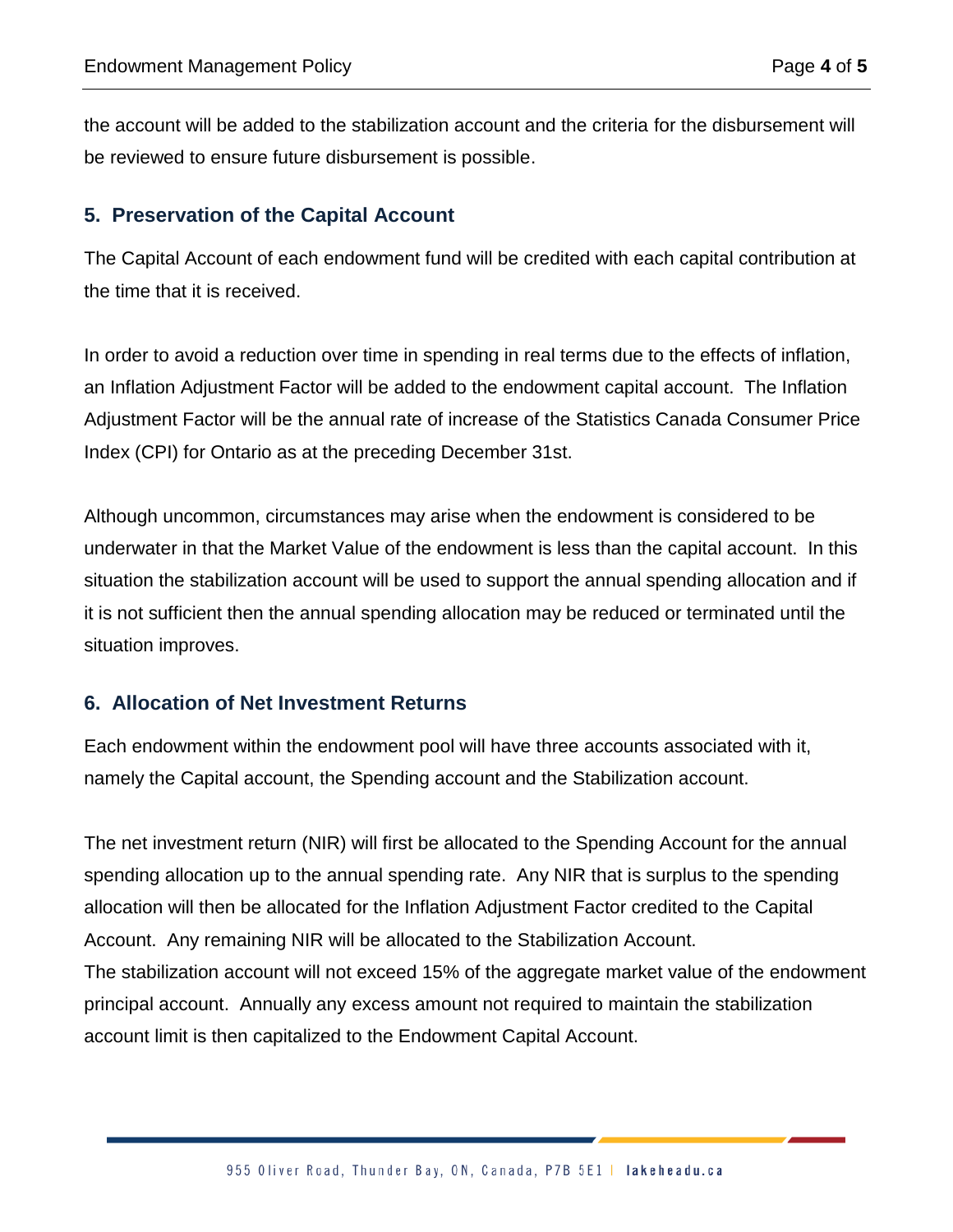the account will be added to the stabilization account and the criteria for the disbursement will be reviewed to ensure future disbursement is possible.

## 5. Preservation of the Capital Account

The Capital Account of each endowment fund will be credited with each capital contribution at the time that it is received.

In order to avoid a reduction over time in spending in real terms due to the effects of inflation, an Inflation Adjustment Factor will be added to the endowment capital account. The Inflation Adjustment Factor will be the annual rate of increase of the Statistics Canada Consumer Price Index (CPI) for Ontario as at the preceding December 31st.

Although uncommon, circumstances may arise when the endowment is considered to be underwater in that the Market Value of the endowment is less than the capital account. In this situation the stabilization account will be used to support the annual spending allocation and if it is not sufficient then the annual spending allocation may be reduced or terminated until the situation improves.

## 6. Allocation of Net Investment Returns

Each endowment within the endowment pool will have three accounts associated with it, namely the Capital account, the Spending account and the Stabilization account.

The net investment return (NIR) will first be allocated to the Spending Account for the annual spending allocation up to the annual spending rate. Any NIR that is surplus to the spending allocation will then be allocated for the Inflation Adjustment Factor credited to the Capital Account. Any remaining NIR will be allocated to the Stabilization Account.
The stabilization account will not exceed 15% of the aggregate market value of the endowment principal account. Annually any excess amount not required to maintain the stabilization account limit is then capitalized to the Endowment Capital Account.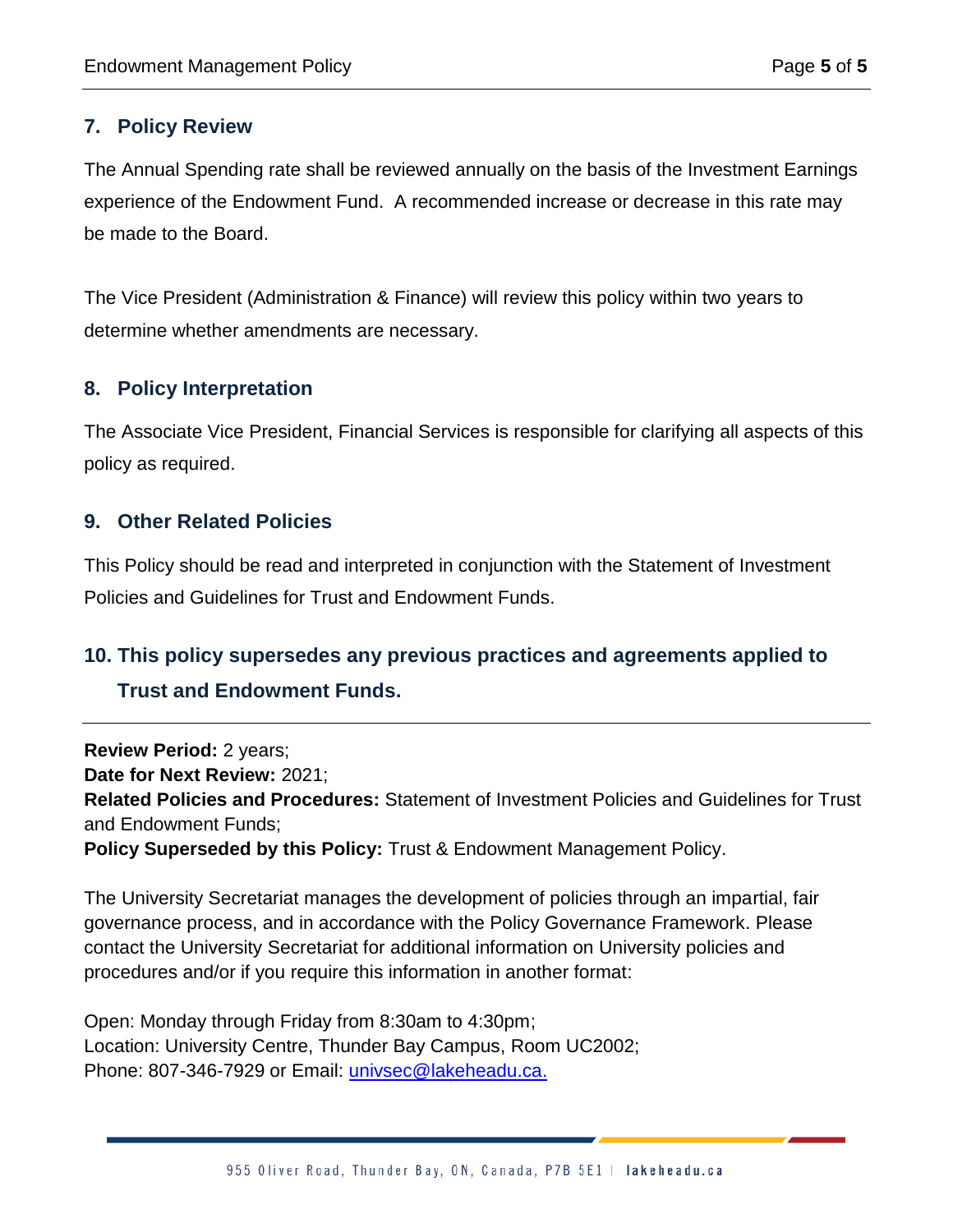## 7. Policy Review

The Annual Spending rate shall be reviewed annually on the basis of the Investment Earnings experience of the Endowment Fund. A recommended increase or decrease in this rate may be made to the Board.

The Vice President (Administration & Finance) will review this policy within two years to determine whether amendments are necessary.

## 8. Policy Interpretation

The Associate Vice President, Financial Services is responsible for clarifying all aspects of this policy as required.

## 9. Other Related Policies

This Policy should be read and interpreted in conjunction with the Statement of Investment Policies and Guidelines for Trust and Endowment Funds.

## 10. This policy supersedes any previous practices and agreements applied to Trust and Endowment Funds.

---

**Review Period:** 2 years;
**Date for Next Review:** 2021;
**Related Policies and Procedures:** Statement of Investment Policies and Guidelines for Trust and Endowment Funds;
**Policy Superseded by this Policy:** Trust & Endowment Management Policy.

The University Secretariat manages the development of policies through an impartial, fair governance process, and in accordance with the Policy Governance Framework. Please contact the University Secretariat for additional information on University policies and procedures and/or if you require this information in another format:

Open: Monday through Friday from 8:30am to 4:30pm;
Location: University Centre, Thunder Bay Campus, Room UC2002;
Phone: 807-346-7929 or Email: univsec@lakeheadu.ca.